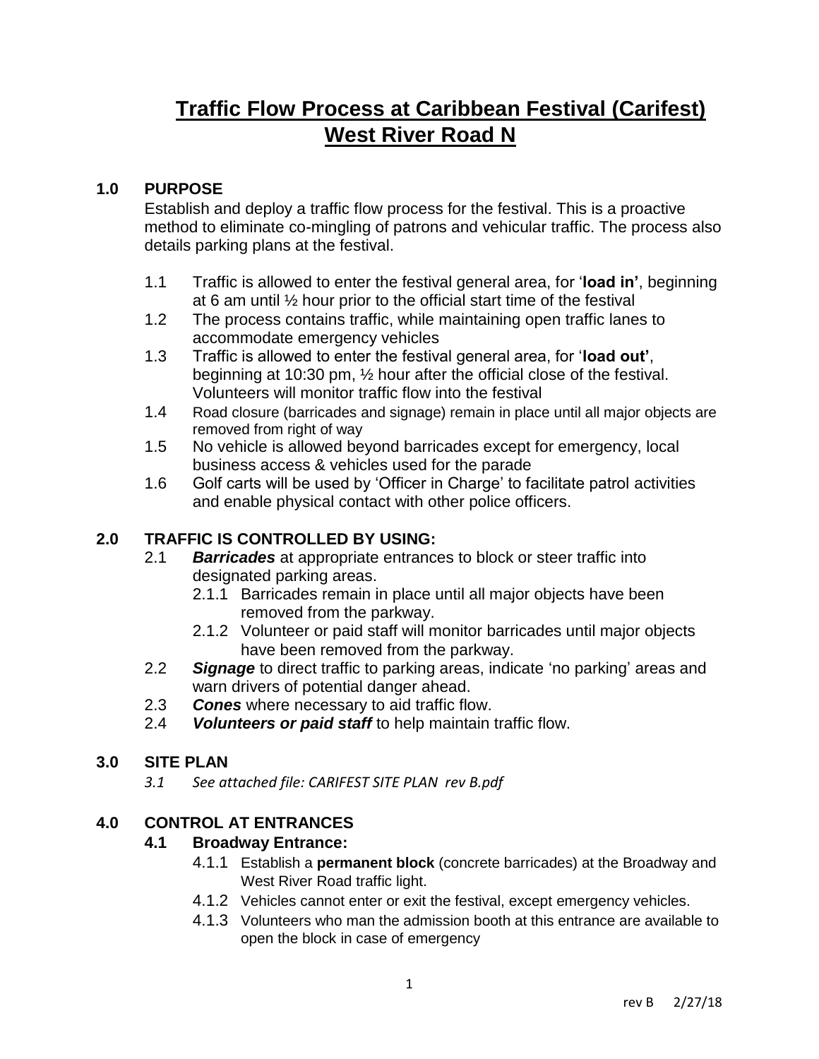# Traffic Flow Process at Caribbean Festival (Carifest) West River Road N

## 1.0 PURPOSE

Establish and deploy a traffic flow process for the festival. This is a proactive method to eliminate co-mingling of patrons and vehicular traffic. The process also details parking plans at the festival.

1.1 Traffic is allowed to enter the festival general area, for '**load in'**, beginning at 6 am until ½ hour prior to the official start time of the festival

1.2 The process contains traffic, while maintaining open traffic lanes to accommodate emergency vehicles

1.3 Traffic is allowed to enter the festival general area, for '**load out'**, beginning at 10:30 pm, ½ hour after the official close of the festival. Volunteers will monitor traffic flow into the festival

1.4 Road closure (barricades and signage) remain in place until all major objects are removed from right of way

1.5 No vehicle is allowed beyond barricades except for emergency, local business access & vehicles used for the parade

1.6 Golf carts will be used by 'Officer in Charge' to facilitate patrol activities and enable physical contact with other police officers.

## 2.0 TRAFFIC IS CONTROLLED BY USING:

2.1 ***Barricades*** at appropriate entrances to block or steer traffic into designated parking areas.

- 2.1.1 Barricades remain in place until all major objects have been removed from the parkway.
- 2.1.2 Volunteer or paid staff will monitor barricades until major objects have been removed from the parkway.

2.2 ***Signage*** to direct traffic to parking areas, indicate 'no parking' areas and warn drivers of potential danger ahead.

2.3 ***Cones*** where necessary to aid traffic flow.

2.4 ***Volunteers or paid staff*** to help maintain traffic flow.

## 3.0 SITE PLAN

*3.1 See attached file: CARIFEST SITE PLAN rev B.pdf*

## 4.0 CONTROL AT ENTRANCES

### 4.1 Broadway Entrance:

- 4.1.1 Establish a **permanent block** (concrete barricades) at the Broadway and West River Road traffic light.
- 4.1.2 Vehicles cannot enter or exit the festival, except emergency vehicles.
- 4.1.3 Volunteers who man the admission booth at this entrance are available to open the block in case of emergency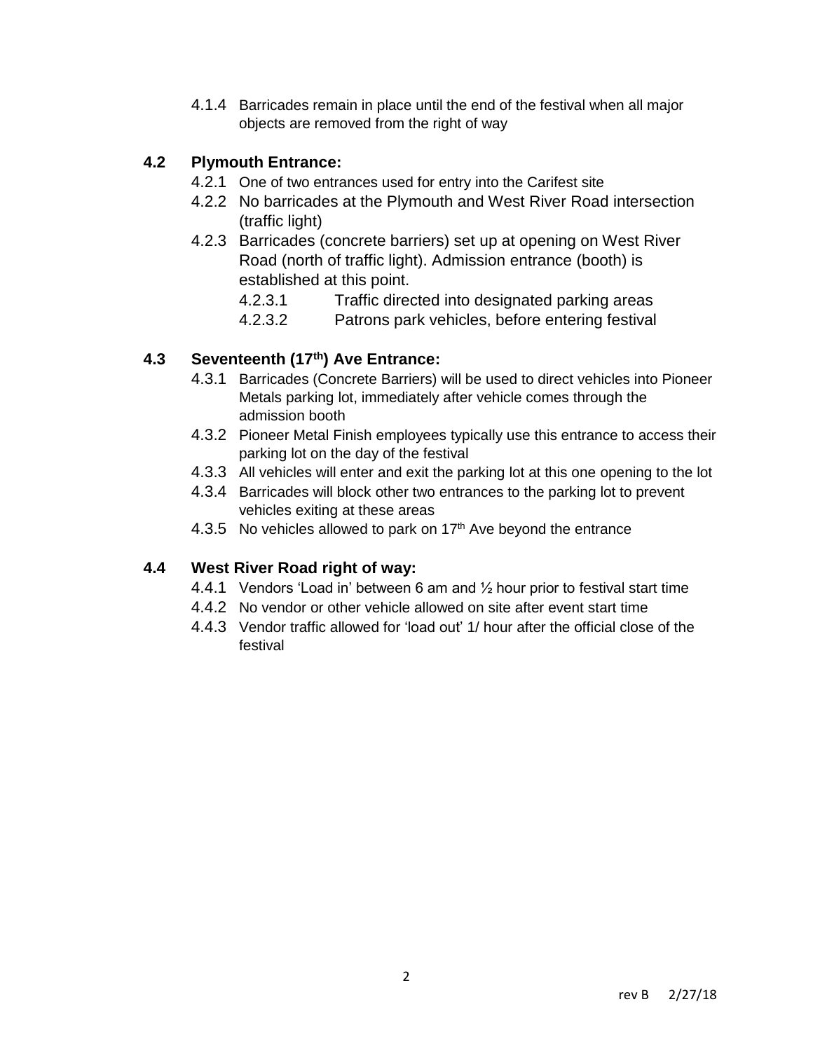4.1.4 Barricades remain in place until the end of the festival when all major objects are removed from the right of way

### 4.2 Plymouth Entrance:

4.2.1 One of two entrances used for entry into the Carifest site

4.2.2 No barricades at the Plymouth and West River Road intersection (traffic light)

4.2.3 Barricades (concrete barriers) set up at opening on West River Road (north of traffic light). Admission entrance (booth) is established at this point.

4.2.3.1 Traffic directed into designated parking areas

4.2.3.2 Patrons park vehicles, before entering festival

### 4.3 Seventeenth (17th) Ave Entrance:

4.3.1 Barricades (Concrete Barriers) will be used to direct vehicles into Pioneer Metals parking lot, immediately after vehicle comes through the admission booth

4.3.2 Pioneer Metal Finish employees typically use this entrance to access their parking lot on the day of the festival

4.3.3 All vehicles will enter and exit the parking lot at this one opening to the lot

4.3.4 Barricades will block other two entrances to the parking lot to prevent vehicles exiting at these areas

4.3.5 No vehicles allowed to park on 17th Ave beyond the entrance

### 4.4 West River Road right of way:

4.4.1 Vendors 'Load in' between 6 am and ½ hour prior to festival start time

4.4.2 No vendor or other vehicle allowed on site after event start time

4.4.3 Vendor traffic allowed for 'load out' 1/ hour after the official close of the festival